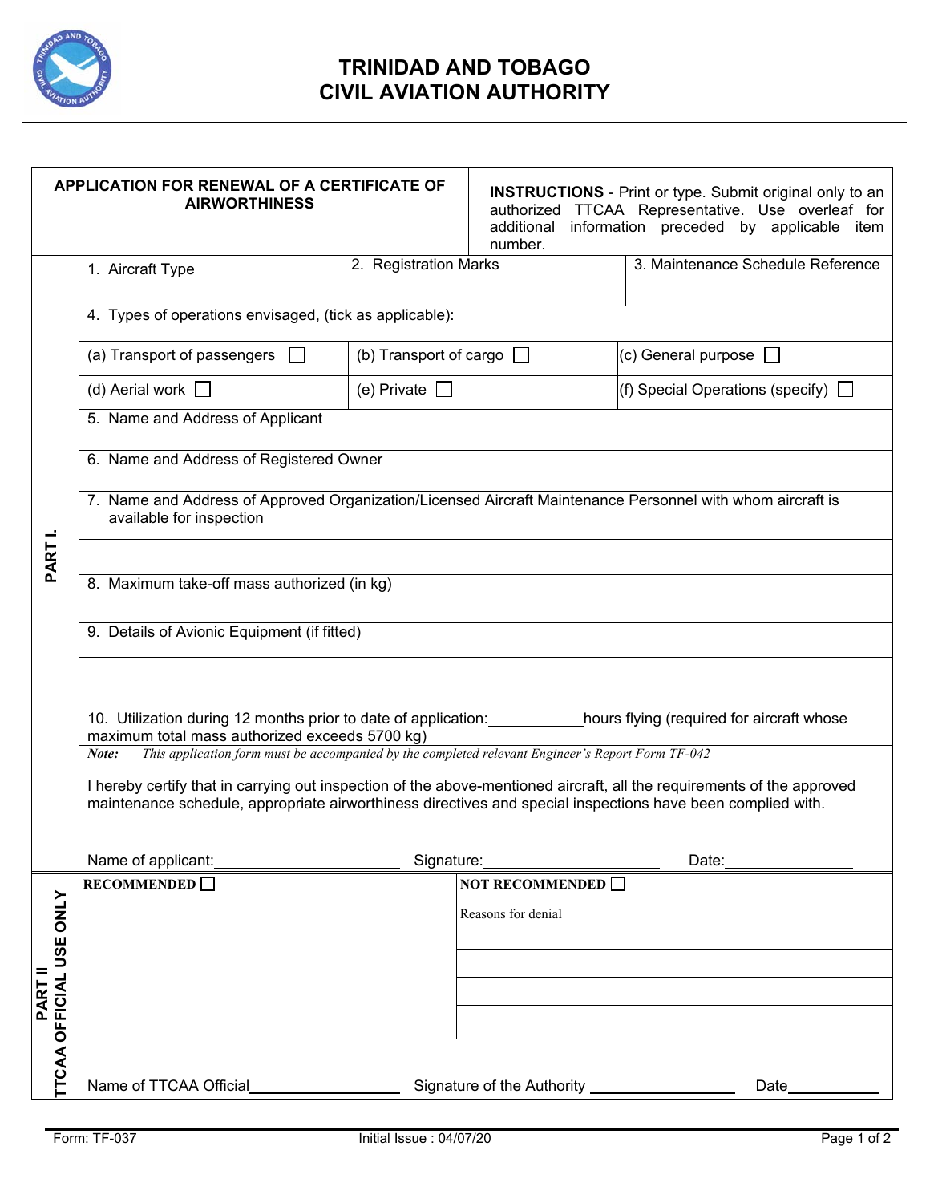# TRINIDAD AND TOBAGO CIVIL AVIATION AUTHORITY

## APPLICATION FOR RENEWAL OF A CERTIFICATE OF AIRWORTHINESS

**INSTRUCTIONS** - Print or type. Submit original only to an authorized TTCAA Representative. Use overleaf for additional information preceded by applicable item number.

### PART I.

| 1. Aircraft Type | 2. Registration Marks | 3. Maintenance Schedule Reference |
|---|---|---|
| | | |

4. Types of operations envisaged, (tick as applicable):

| | | |
|---|---|---|
| (a) Transport of passengers ☐ | (b) Transport of cargo ☐ | (c) General purpose ☐ |
| (d) Aerial work ☐ | (e) Private ☐ | (f) Special Operations (specify) ☐ |

5. Name and Address of Applicant

6. Name and Address of Registered Owner

7. Name and Address of Approved Organization/Licensed Aircraft Maintenance Personnel with whom aircraft is available for inspection

8. Maximum take-off mass authorized (in kg)

9. Details of Avionic Equipment (if fitted)

10. Utilization during 12 months prior to date of application:\_\_\_\_\_\_\_\_\_\_hours flying (required for aircraft whose maximum total mass authorized exceeds 5700 kg)

*Note: This application form must be accompanied by the completed relevant Engineer's Report Form TF-042*

I hereby certify that in carrying out inspection of the above-mentioned aircraft, all the requirements of the approved maintenance schedule, appropriate airworthiness directives and special inspections have been complied with.

Name of applicant:\_\_\_\_\_\_\_\_\_\_\_\_\_\_\_\_ Signature:\_\_\_\_\_\_\_\_\_\_\_\_\_\_\_\_ Date:\_\_\_\_\_\_\_\_\_\_\_\_

### PART II TTCAA OFFICIAL USE ONLY

| **RECOMMENDED** ☐ | **NOT RECOMMENDED** ☐ |
|---|---|
| | Reasons for denial |
| | |
| | |
| | |

Name of TTCAA Official\_\_\_\_\_\_\_\_\_\_\_\_\_\_\_\_ Signature of the Authority \_\_\_\_\_\_\_\_\_\_\_\_\_\_\_\_ Date\_\_\_\_\_\_\_\_\_\_\_\_

Form: TF-037 Initial Issue : 04/07/20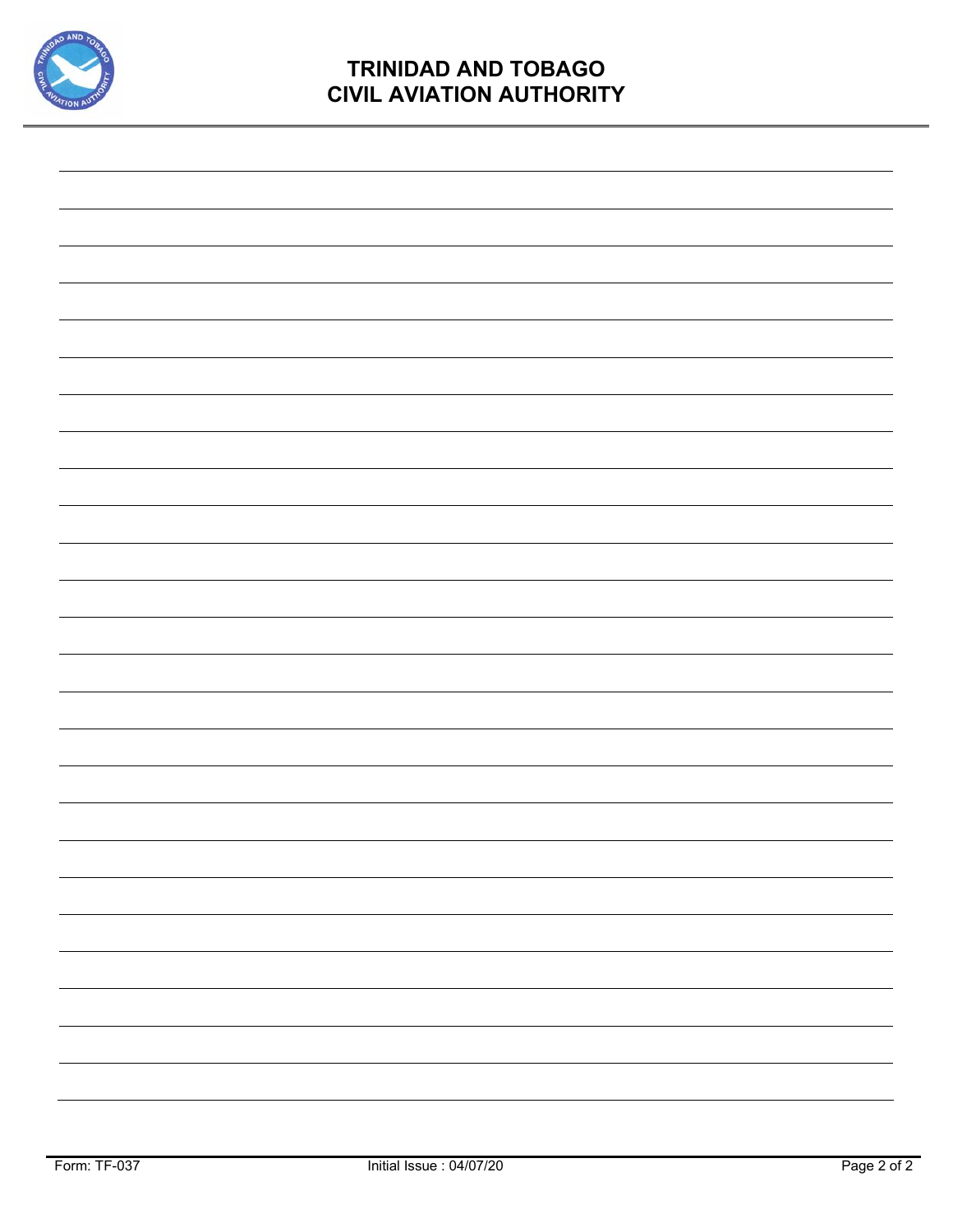# TRINIDAD AND TOBAGO
# CIVIL AVIATION AUTHORITY

Form: TF-037 | Initial Issue : 04/07/20